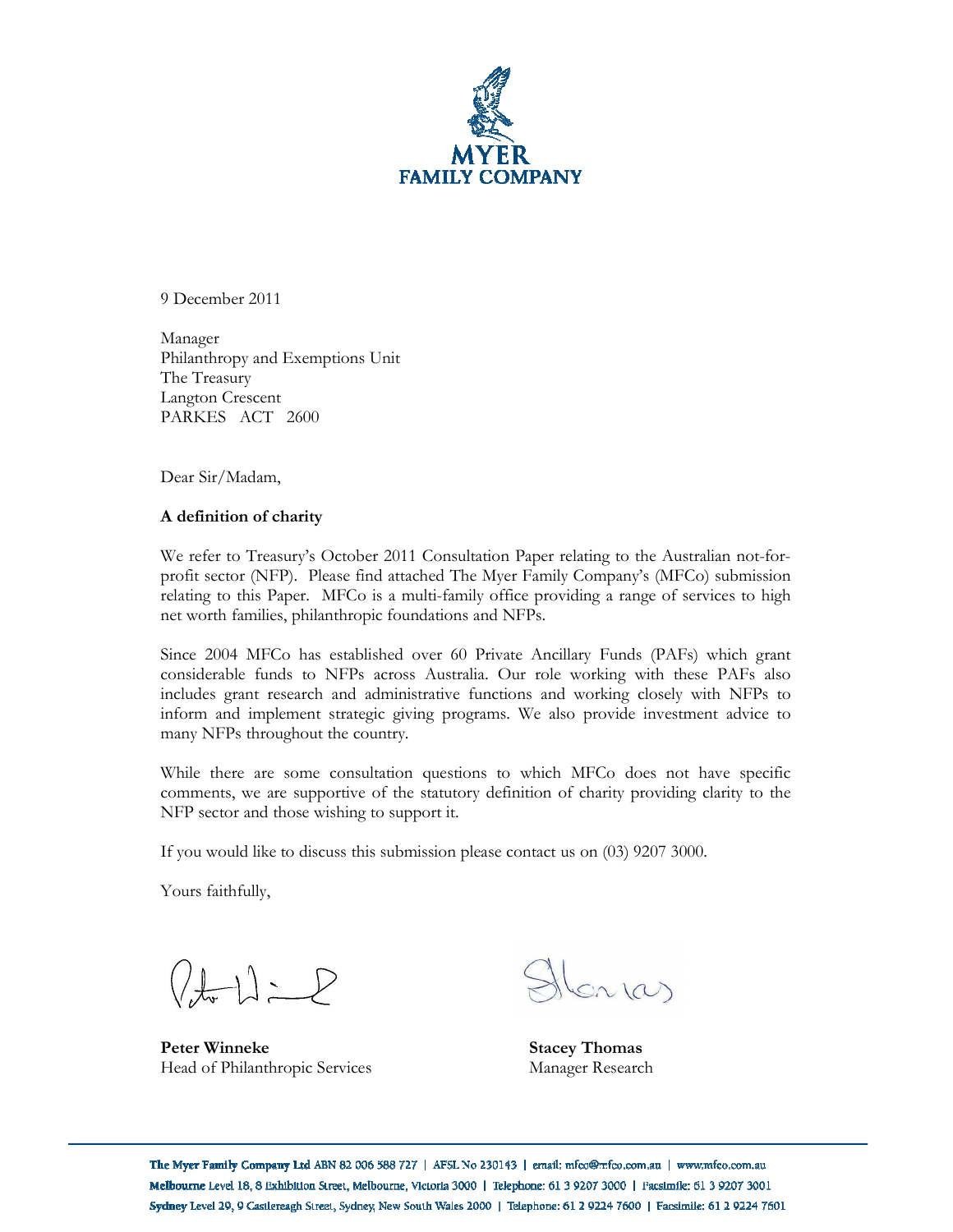**MYER FAMILY COMPANY**

9 December 2011

Manager
Philanthropy and Exemptions Unit
The Treasury
Langton Crescent
PARKES ACT 2600

Dear Sir/Madam,

**A definition of charity**

We refer to Treasury's October 2011 Consultation Paper relating to the Australian not-for-profit sector (NFP). Please find attached The Myer Family Company's (MFCo) submission relating to this Paper. MFCo is a multi-family office providing a range of services to high net worth families, philanthropic foundations and NFPs.

Since 2004 MFCo has established over 60 Private Ancillary Funds (PAFs) which grant considerable funds to NFPs across Australia. Our role working with these PAFs also includes grant research and administrative functions and working closely with NFPs to inform and implement strategic giving programs. We also provide investment advice to many NFPs throughout the country.

While there are some consultation questions to which MFCo does not have specific comments, we are supportive of the statutory definition of charity providing clarity to the NFP sector and those wishing to support it.

If you would like to discuss this submission please contact us on (03) 9207 3000.

Yours faithfully,

**Peter Winneke**
Head of Philanthropic Services

**Stacey Thomas**
Manager Research

**The Myer Family Company Ltd** ABN 82 006 588 727 | AFSL No 230143 | email: mfco@mfco.com.au | www.mfco.com.au
**Melbourne** Level 18, 8 Exhibition Street, Melbourne, Victoria 3000 | Telephone: 61 3 9207 3000 | Facsimile: 61 3 9207 3001
**Sydney** Level 29, 9 Castlereagh Street, Sydney, New South Wales 2000 | Telephone: 61 2 9224 7600 | Facsimile: 61 2 9224 7601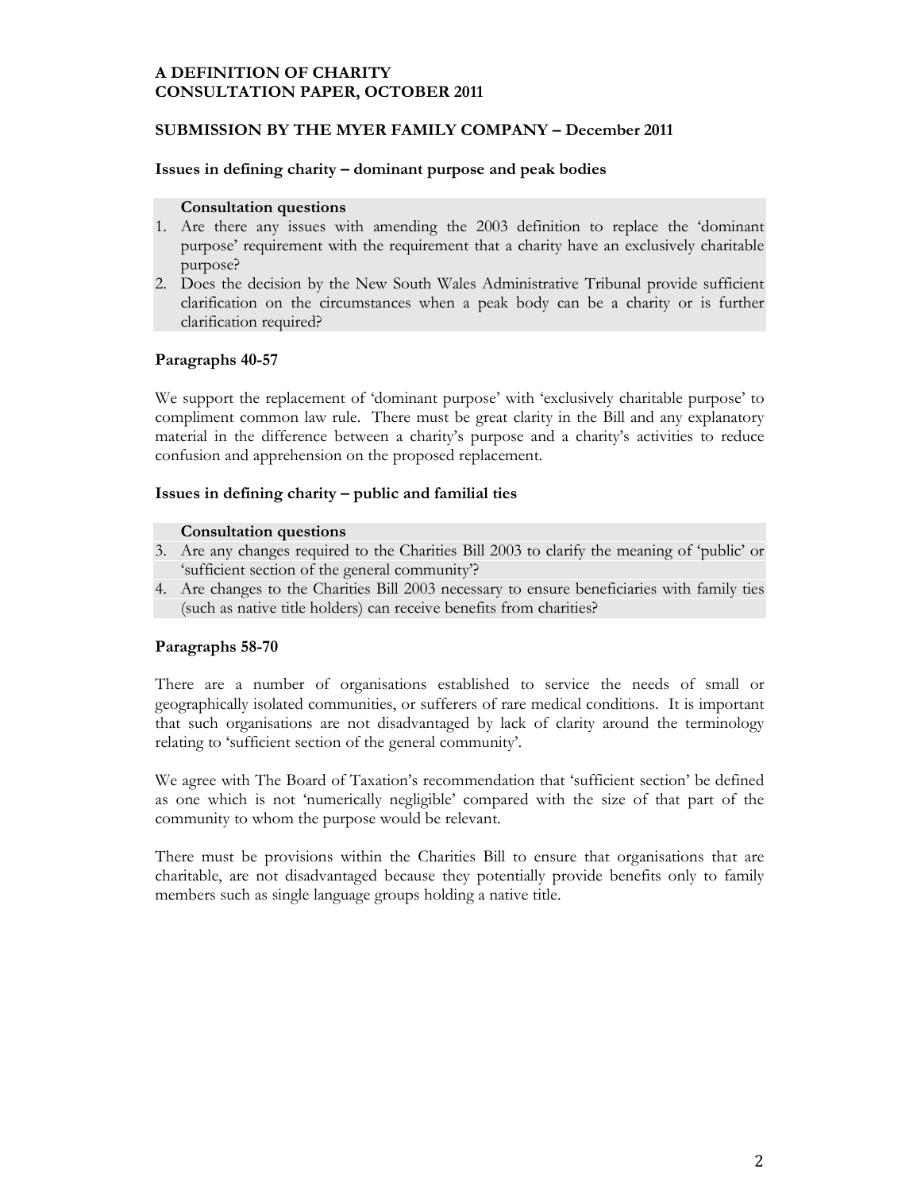**A DEFINITION OF CHARITY**
**CONSULTATION PAPER, OCTOBER 2011**

**SUBMISSION BY THE MYER FAMILY COMPANY – December 2011**

**Issues in defining charity – dominant purpose and peak bodies**

> **Consultation questions**
> 1. Are there any issues with amending the 2003 definition to replace the 'dominant purpose' requirement with the requirement that a charity have an exclusively charitable purpose?
> 2. Does the decision by the New South Wales Administrative Tribunal provide sufficient clarification on the circumstances when a peak body can be a charity or is further clarification required?

**Paragraphs 40-57**

We support the replacement of 'dominant purpose' with 'exclusively charitable purpose' to compliment common law rule. There must be great clarity in the Bill and any explanatory material in the difference between a charity's purpose and a charity's activities to reduce confusion and apprehension on the proposed replacement.

**Issues in defining charity – public and familial ties**

> **Consultation questions**
> 3. Are any changes required to the Charities Bill 2003 to clarify the meaning of 'public' or 'sufficient section of the general community'?
> 4. Are changes to the Charities Bill 2003 necessary to ensure beneficiaries with family ties (such as native title holders) can receive benefits from charities?

**Paragraphs 58-70**

There are a number of organisations established to service the needs of small or geographically isolated communities, or sufferers of rare medical conditions. It is important that such organisations are not disadvantaged by lack of clarity around the terminology relating to 'sufficient section of the general community'.

We agree with The Board of Taxation's recommendation that 'sufficient section' be defined as one which is not 'numerically negligible' compared with the size of that part of the community to whom the purpose would be relevant.

There must be provisions within the Charities Bill to ensure that organisations that are charitable, are not disadvantaged because they potentially provide benefits only to family members such as single language groups holding a native title.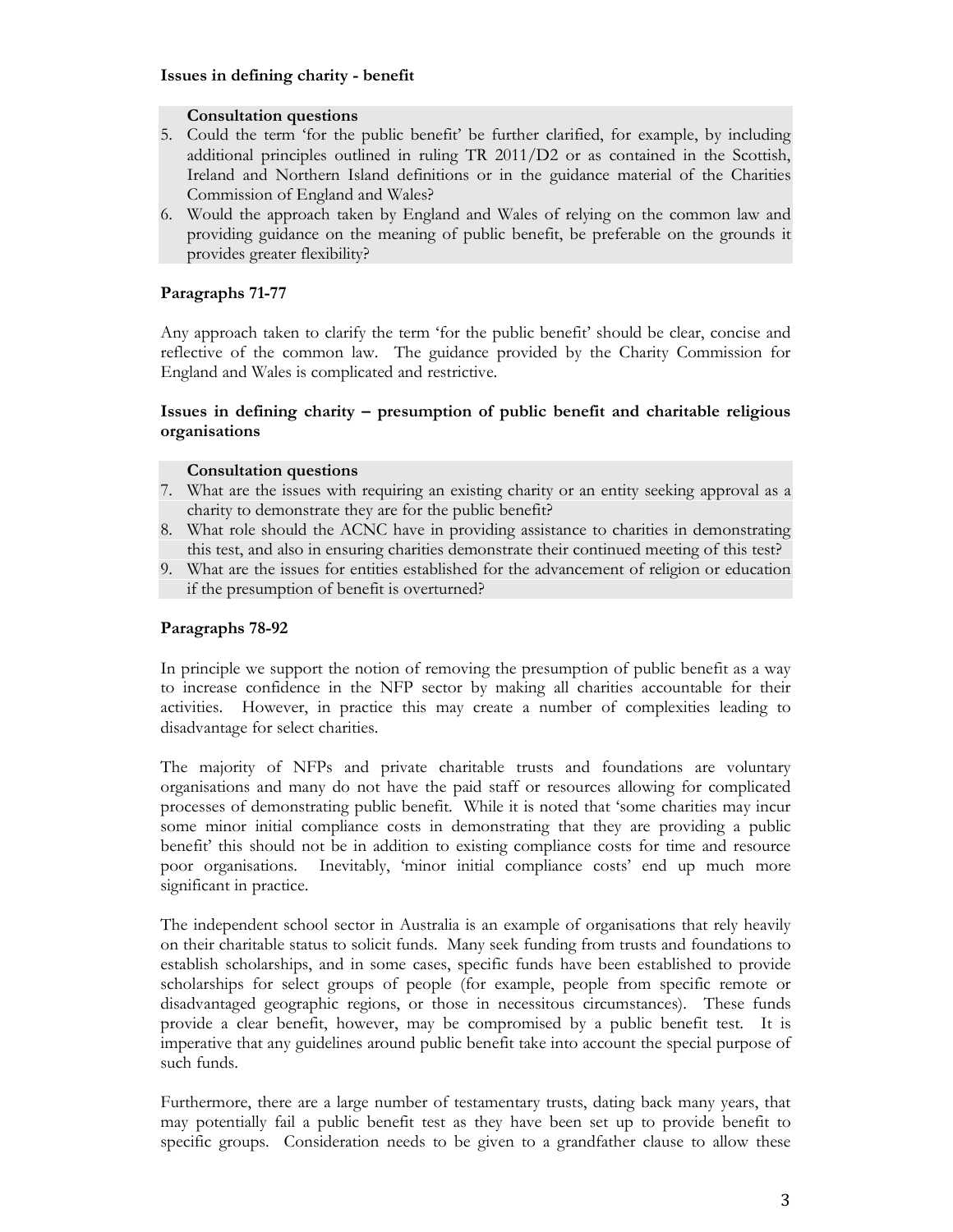**Issues in defining charity - benefit**

**Consultation questions**

5. Could the term 'for the public benefit' be further clarified, for example, by including additional principles outlined in ruling TR 2011/D2 or as contained in the Scottish, Ireland and Northern Island definitions or in the guidance material of the Charities Commission of England and Wales?
6. Would the approach taken by England and Wales of relying on the common law and providing guidance on the meaning of public benefit, be preferable on the grounds it provides greater flexibility?

**Paragraphs 71-77**

Any approach taken to clarify the term 'for the public benefit' should be clear, concise and reflective of the common law. The guidance provided by the Charity Commission for England and Wales is complicated and restrictive.

**Issues in defining charity – presumption of public benefit and charitable religious organisations**

**Consultation questions**

7. What are the issues with requiring an existing charity or an entity seeking approval as a charity to demonstrate they are for the public benefit?
8. What role should the ACNC have in providing assistance to charities in demonstrating this test, and also in ensuring charities demonstrate their continued meeting of this test?
9. What are the issues for entities established for the advancement of religion or education if the presumption of benefit is overturned?

**Paragraphs 78-92**

In principle we support the notion of removing the presumption of public benefit as a way to increase confidence in the NFP sector by making all charities accountable for their activities. However, in practice this may create a number of complexities leading to disadvantage for select charities.

The majority of NFPs and private charitable trusts and foundations are voluntary organisations and many do not have the paid staff or resources allowing for complicated processes of demonstrating public benefit. While it is noted that 'some charities may incur some minor initial compliance costs in demonstrating that they are providing a public benefit' this should not be in addition to existing compliance costs for time and resource poor organisations. Inevitably, 'minor initial compliance costs' end up much more significant in practice.

The independent school sector in Australia is an example of organisations that rely heavily on their charitable status to solicit funds. Many seek funding from trusts and foundations to establish scholarships, and in some cases, specific funds have been established to provide scholarships for select groups of people (for example, people from specific remote or disadvantaged geographic regions, or those in necessitous circumstances). These funds provide a clear benefit, however, may be compromised by a public benefit test. It is imperative that any guidelines around public benefit take into account the special purpose of such funds.

Furthermore, there are a large number of testamentary trusts, dating back many years, that may potentially fail a public benefit test as they have been set up to provide benefit to specific groups. Consideration needs to be given to a grandfather clause to allow these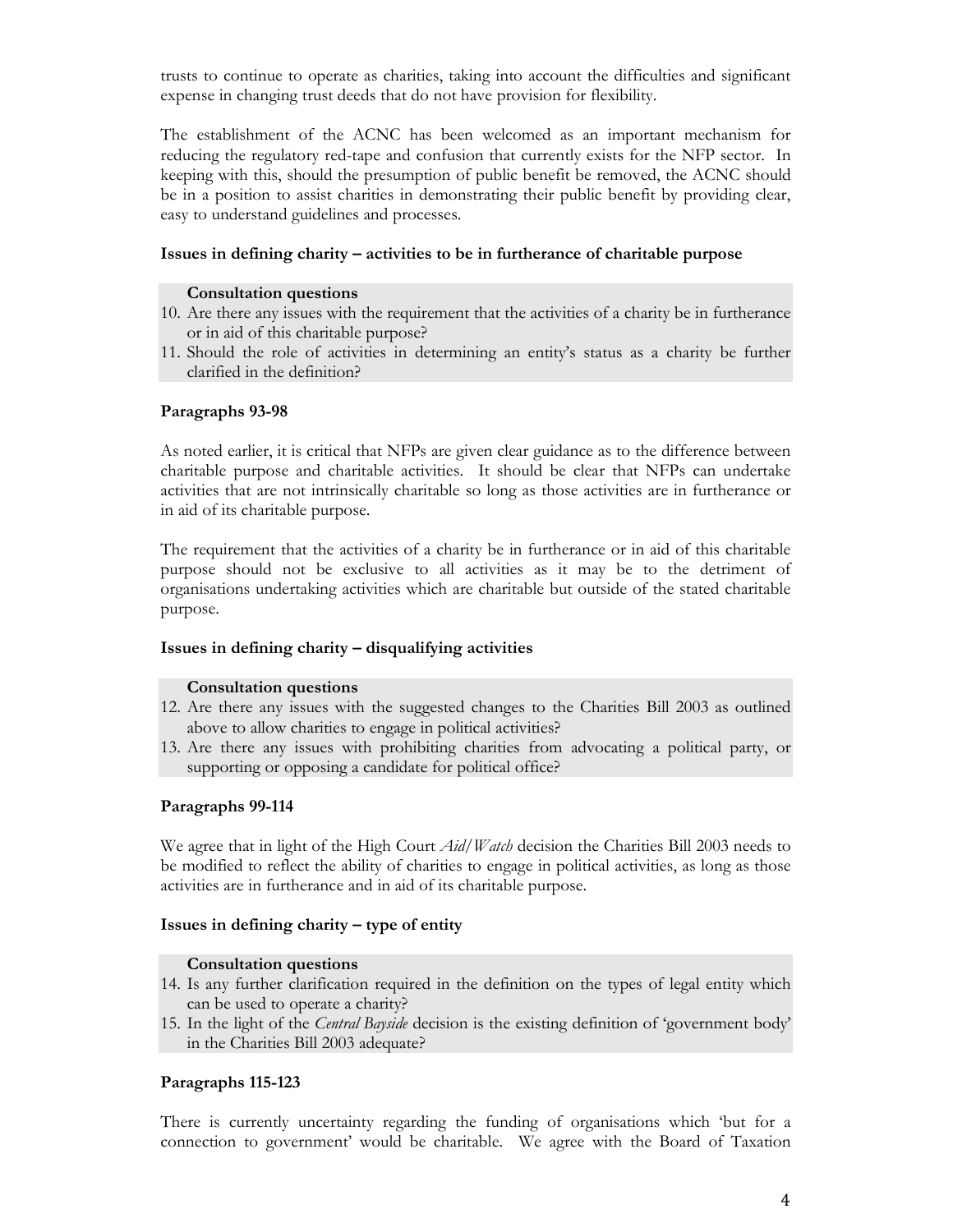trusts to continue to operate as charities, taking into account the difficulties and significant expense in changing trust deeds that do not have provision for flexibility.

The establishment of the ACNC has been welcomed as an important mechanism for reducing the regulatory red-tape and confusion that currently exists for the NFP sector. In keeping with this, should the presumption of public benefit be removed, the ACNC should be in a position to assist charities in demonstrating their public benefit by providing clear, easy to understand guidelines and processes.

**Issues in defining charity – activities to be in furtherance of charitable purpose**

**Consultation questions**

10. Are there any issues with the requirement that the activities of a charity be in furtherance or in aid of this charitable purpose?
11. Should the role of activities in determining an entity's status as a charity be further clarified in the definition?

**Paragraphs 93-98**

As noted earlier, it is critical that NFPs are given clear guidance as to the difference between charitable purpose and charitable activities. It should be clear that NFPs can undertake activities that are not intrinsically charitable so long as those activities are in furtherance or in aid of its charitable purpose.

The requirement that the activities of a charity be in furtherance or in aid of this charitable purpose should not be exclusive to all activities as it may be to the detriment of organisations undertaking activities which are charitable but outside of the stated charitable purpose.

**Issues in defining charity – disqualifying activities**

**Consultation questions**

12. Are there any issues with the suggested changes to the Charities Bill 2003 as outlined above to allow charities to engage in political activities?
13. Are there any issues with prohibiting charities from advocating a political party, or supporting or opposing a candidate for political office?

**Paragraphs 99-114**

We agree that in light of the High Court *Aid/Watch* decision the Charities Bill 2003 needs to be modified to reflect the ability of charities to engage in political activities, as long as those activities are in furtherance and in aid of its charitable purpose.

**Issues in defining charity – type of entity**

**Consultation questions**

14. Is any further clarification required in the definition on the types of legal entity which can be used to operate a charity?
15. In the light of the *Central Bayside* decision is the existing definition of 'government body' in the Charities Bill 2003 adequate?

**Paragraphs 115-123**

There is currently uncertainty regarding the funding of organisations which 'but for a connection to government' would be charitable. We agree with the Board of Taxation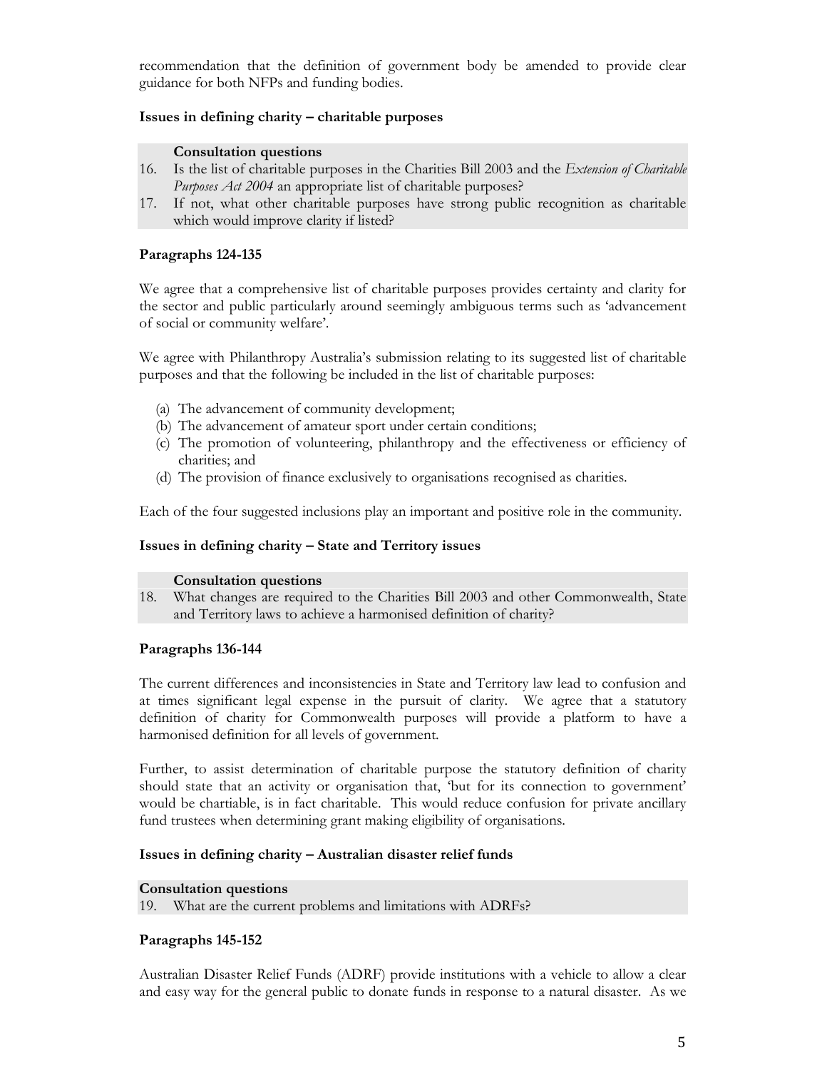recommendation that the definition of government body be amended to provide clear guidance for both NFPs and funding bodies.

**Issues in defining charity – charitable purposes**

**Consultation questions**

16. Is the list of charitable purposes in the Charities Bill 2003 and the *Extension of Charitable Purposes Act 2004* an appropriate list of charitable purposes?
17. If not, what other charitable purposes have strong public recognition as charitable which would improve clarity if listed?

**Paragraphs 124-135**

We agree that a comprehensive list of charitable purposes provides certainty and clarity for the sector and public particularly around seemingly ambiguous terms such as 'advancement of social or community welfare'.

We agree with Philanthropy Australia's submission relating to its suggested list of charitable purposes and that the following be included in the list of charitable purposes:

(a) The advancement of community development;
(b) The advancement of amateur sport under certain conditions;
(c) The promotion of volunteering, philanthropy and the effectiveness or efficiency of charities; and
(d) The provision of finance exclusively to organisations recognised as charities.

Each of the four suggested inclusions play an important and positive role in the community.

**Issues in defining charity – State and Territory issues**

**Consultation questions**

18. What changes are required to the Charities Bill 2003 and other Commonwealth, State and Territory laws to achieve a harmonised definition of charity?

**Paragraphs 136-144**

The current differences and inconsistencies in State and Territory law lead to confusion and at times significant legal expense in the pursuit of clarity. We agree that a statutory definition of charity for Commonwealth purposes will provide a platform to have a harmonised definition for all levels of government.

Further, to assist determination of charitable purpose the statutory definition of charity should state that an activity or organisation that, 'but for its connection to government' would be chartiable, is in fact charitable. This would reduce confusion for private ancillary fund trustees when determining grant making eligibility of organisations.

**Issues in defining charity – Australian disaster relief funds**

**Consultation questions**

19. What are the current problems and limitations with ADRFs?

**Paragraphs 145-152**

Australian Disaster Relief Funds (ADRF) provide institutions with a vehicle to allow a clear and easy way for the general public to donate funds in response to a natural disaster. As we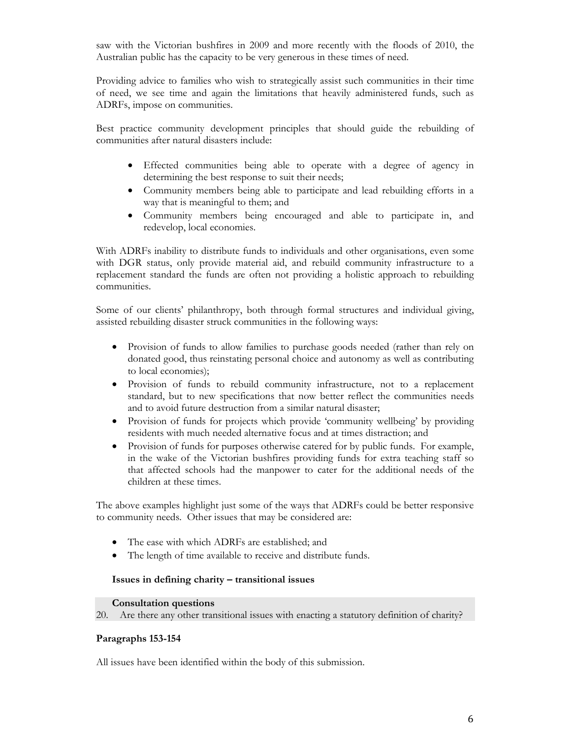saw with the Victorian bushfires in 2009 and more recently with the floods of 2010, the Australian public has the capacity to be very generous in these times of need.

Providing advice to families who wish to strategically assist such communities in their time of need, we see time and again the limitations that heavily administered funds, such as ADRFs, impose on communities.

Best practice community development principles that should guide the rebuilding of communities after natural disasters include:

- Effected communities being able to operate with a degree of agency in determining the best response to suit their needs;
- Community members being able to participate and lead rebuilding efforts in a way that is meaningful to them; and
- Community members being encouraged and able to participate in, and redevelop, local economies.

With ADRFs inability to distribute funds to individuals and other organisations, even some with DGR status, only provide material aid, and rebuild community infrastructure to a replacement standard the funds are often not providing a holistic approach to rebuilding communities.

Some of our clients' philanthropy, both through formal structures and individual giving, assisted rebuilding disaster struck communities in the following ways:

- Provision of funds to allow families to purchase goods needed (rather than rely on donated good, thus reinstating personal choice and autonomy as well as contributing to local economies);
- Provision of funds to rebuild community infrastructure, not to a replacement standard, but to new specifications that now better reflect the communities needs and to avoid future destruction from a similar natural disaster;
- Provision of funds for projects which provide 'community wellbeing' by providing residents with much needed alternative focus and at times distraction; and
- Provision of funds for purposes otherwise catered for by public funds. For example, in the wake of the Victorian bushfires providing funds for extra teaching staff so that affected schools had the manpower to cater for the additional needs of the children at these times.

The above examples highlight just some of the ways that ADRFs could be better responsive to community needs. Other issues that may be considered are:

- The ease with which ADRFs are established; and
- The length of time available to receive and distribute funds.

**Issues in defining charity – transitional issues**

**Consultation questions**

20. Are there any other transitional issues with enacting a statutory definition of charity?

**Paragraphs 153-154**

All issues have been identified within the body of this submission.